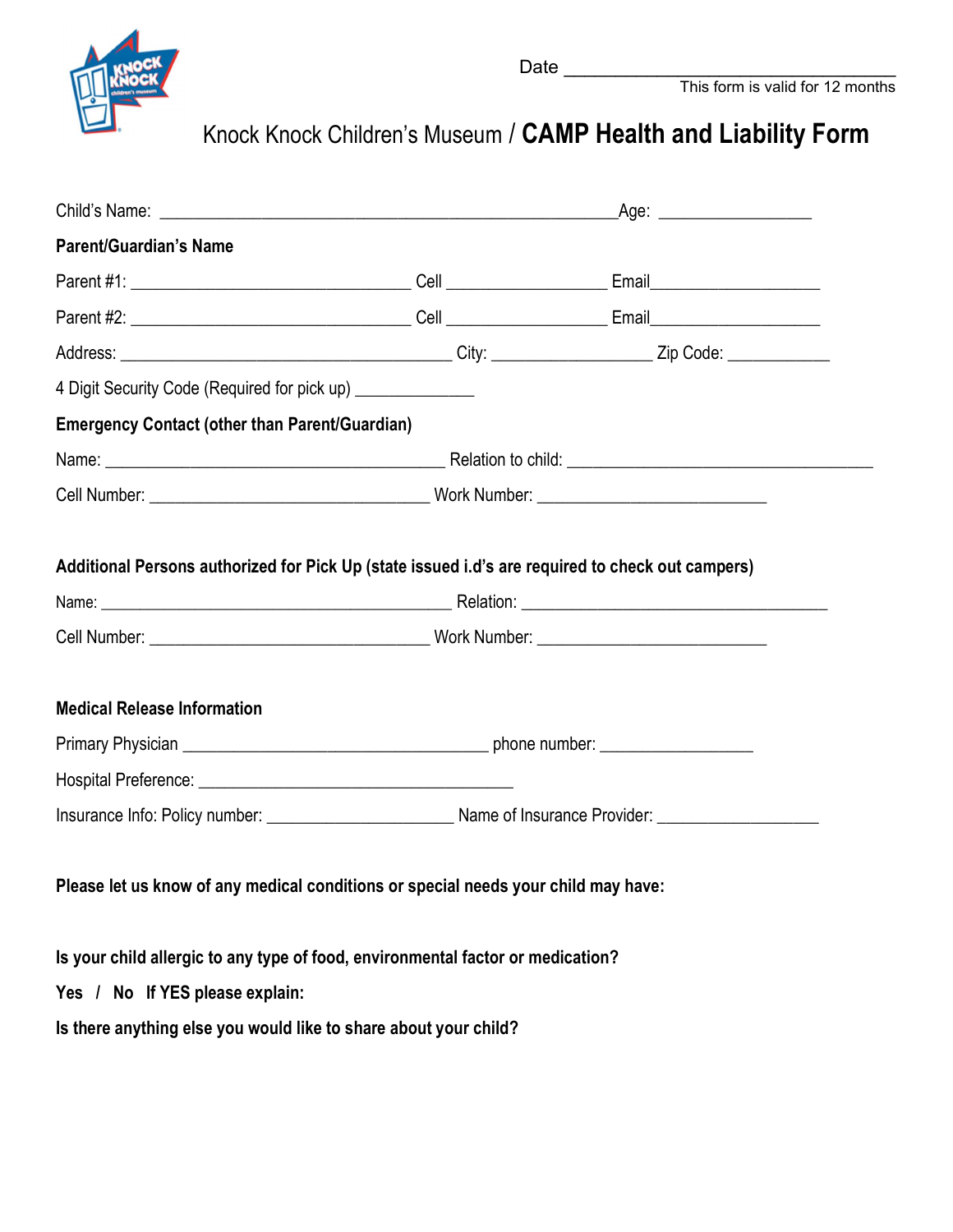Date ______________________________

This form is valid for 12 months

# Knock Knock Children's Museum / **CAMP Health and Liability Form**

Child's Name: ______________________________________________ Age: ________________

**Parent/Guardian's Name**

Parent #1: ____________________________ Cell ________________ Email_________________

Parent #2: ____________________________ Cell ________________ Email_________________

Address: _________________________________ City: ________________ Zip Code: ___________

4 Digit Security Code (Required for pick up) ____________

**Emergency Contact (other than Parent/Guardian)**

Name: __________________________________ Relation to child: _________________________________

Cell Number: ____________________________ Work Number: _________________________

**Additional Persons authorized for Pick Up (state issued i.d's are required to check out campers)**

Name: ___________________________________ Relation: __________________________________

Cell Number: ____________________________ Work Number: _________________________

**Medical Release Information**

Primary Physician _________________________________ phone number: ________________

Hospital Preference: __________________________________

Insurance Info: Policy number: ____________________ Name of Insurance Provider: __________________

**Please let us know of any medical conditions or special needs your child may have:**

**Is your child allergic to any type of food, environmental factor or medication?**

**Yes / No If YES please explain:**

**Is there anything else you would like to share about your child?**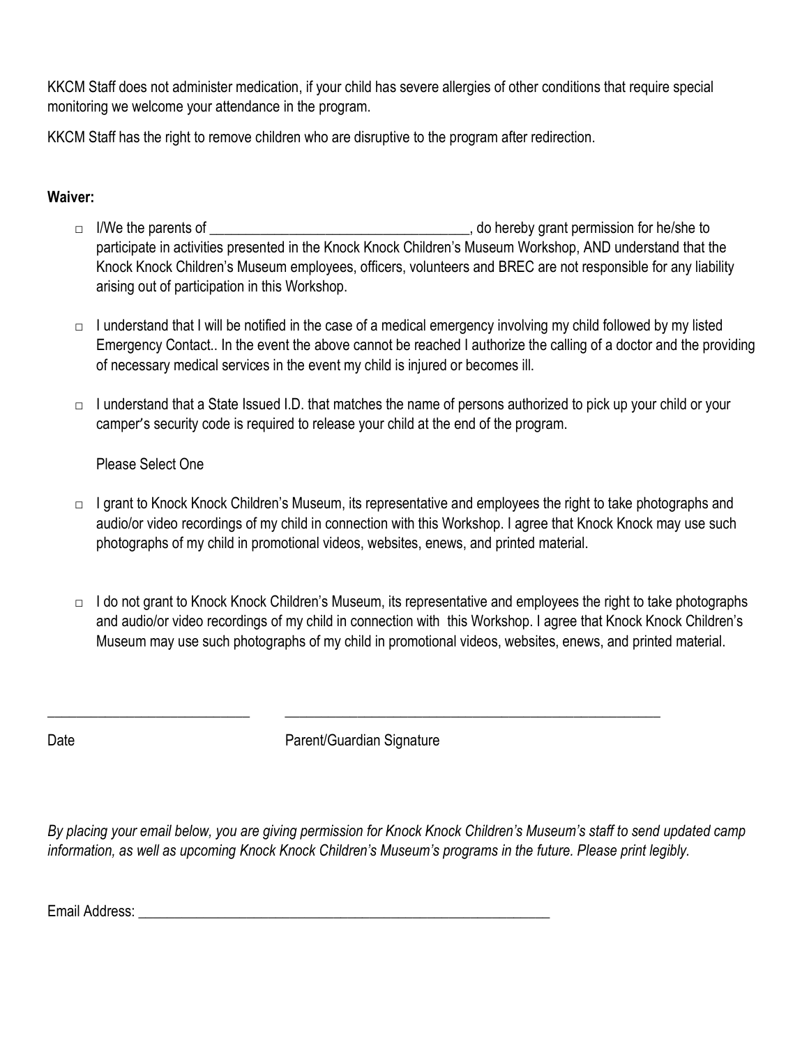KKCM Staff does not administer medication, if your child has severe allergies of other conditions that require special monitoring we welcome your attendance in the program.

KKCM Staff has the right to remove children who are disruptive to the program after redirection.

**Waiver:**

- □ I/We the parents of ___________________________________, do hereby grant permission for he/she to participate in activities presented in the Knock Knock Children's Museum Workshop, AND understand that the Knock Knock Children's Museum employees, officers, volunteers and BREC are not responsible for any liability arising out of participation in this Workshop.

- □ I understand that I will be notified in the case of a medical emergency involving my child followed by my listed Emergency Contact.. In the event the above cannot be reached I authorize the calling of a doctor and the providing of necessary medical services in the event my child is injured or becomes ill.

- □ I understand that a State Issued I.D. that matches the name of persons authorized to pick up your child or your camper's security code is required to release your child at the end of the program.

  Please Select One

- □ I grant to Knock Knock Children's Museum, its representative and employees the right to take photographs and audio/or video recordings of my child in connection with this Workshop. I agree that Knock Knock may use such photographs of my child in promotional videos, websites, enews, and printed material.

- □ I do not grant to Knock Knock Children's Museum, its representative and employees the right to take photographs and audio/or video recordings of my child in connection with this Workshop. I agree that Knock Knock Children's Museum may use such photographs of my child in promotional videos, websites, enews, and printed material.

____________________________        ______________________________________________________

Date                                                    Parent/Guardian Signature

*By placing your email below, you are giving permission for Knock Knock Children's Museum's staff to send updated camp information, as well as upcoming Knock Knock Children's Museum's programs in the future. Please print legibly.*

Email Address: ___________________________________________________________